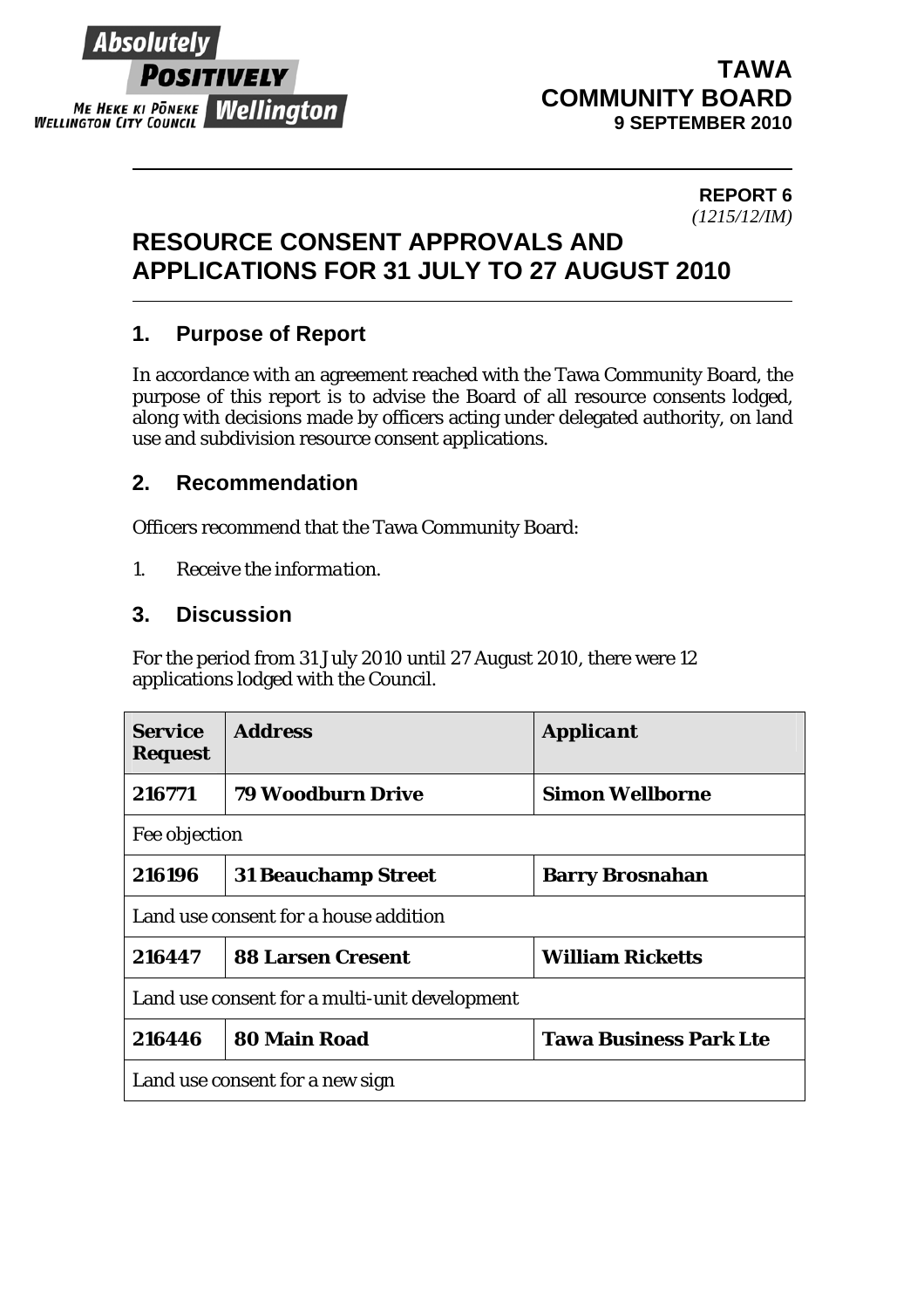Absolutely **POSITIVELY** Wellington
ME HEKE KI PŌNEKE
WELLINGTON CITY COUNCIL

**TAWA COMMUNITY BOARD**
**9 SEPTEMBER 2010**

**REPORT 6**
*(1215/12/IM)*

# RESOURCE CONSENT APPROVALS AND APPLICATIONS FOR 31 JULY TO 27 AUGUST 2010

## 1. Purpose of Report

In accordance with an agreement reached with the Tawa Community Board, the purpose of this report is to advise the Board of all resource consents lodged, along with decisions made by officers acting under delegated authority, on land use and subdivision resource consent applications.

## 2. Recommendation

Officers recommend that the Tawa Community Board:

1. *Receive the information.*

## 3. Discussion

For the period from 31 July 2010 until 27 August 2010, there were 12 applications lodged with the Council.

| Service Request | Address | Applicant |
|---|---|---|
| **216771** | **79 Woodburn Drive** | **Simon Wellborne** |
| Fee objection | | |
| **216196** | **31 Beauchamp Street** | **Barry Brosnahan** |
| Land use consent for a house addition | | |
| **216447** | **88 Larsen Cresent** | **William Ricketts** |
| Land use consent for a multi-unit development | | |
| **216446** | **80 Main Road** | **Tawa Business Park Lte** |
| Land use consent for a new sign | | |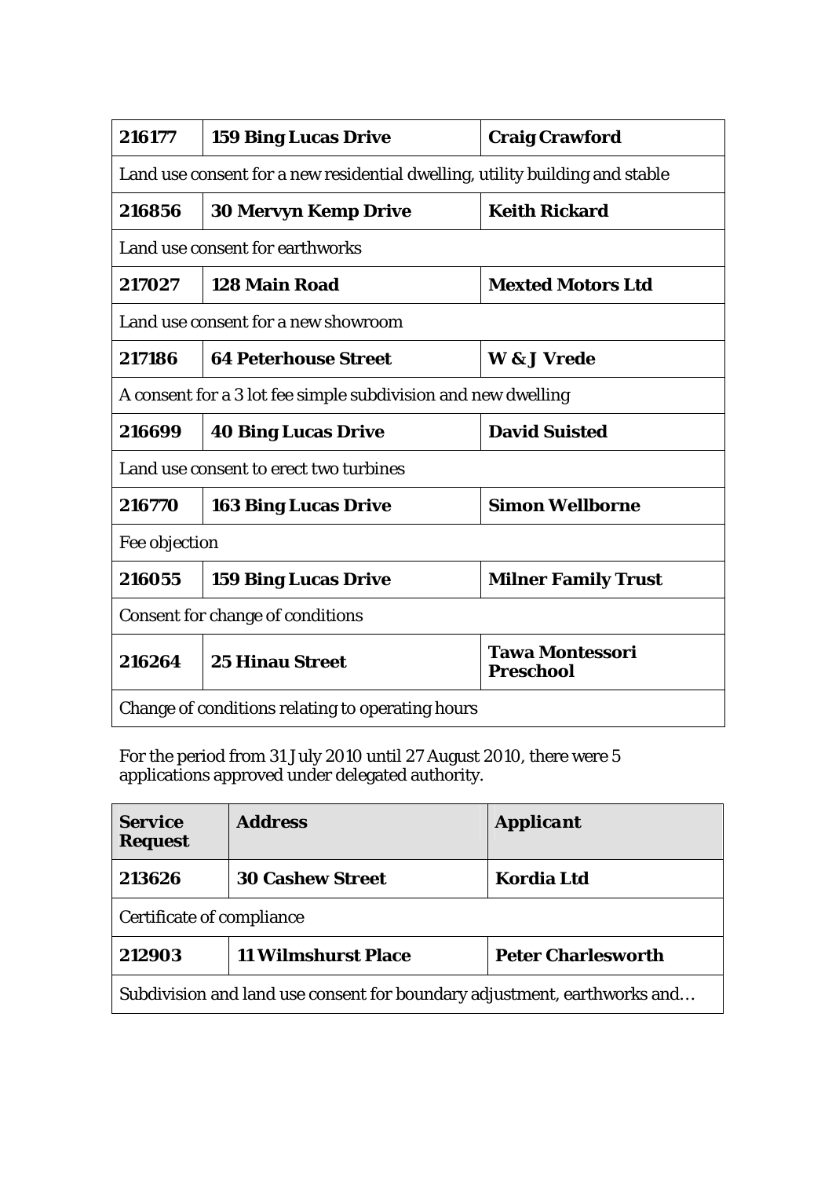| | | |
|---|---|---|
| **216177** | **159 Bing Lucas Drive** | **Craig Crawford** |
| Land use consent for a new residential dwelling, utility building and stable | | |
| **216856** | **30 Mervyn Kemp Drive** | **Keith Rickard** |
| Land use consent for earthworks | | |
| **217027** | **128 Main Road** | **Mexted Motors Ltd** |
| Land use consent for a new showroom | | |
| **217186** | **64 Peterhouse Street** | **W & J Vrede** |
| A consent for a 3 lot fee simple subdivision and new dwelling | | |
| **216699** | **40 Bing Lucas Drive** | **David Suisted** |
| Land use consent to erect two turbines | | |
| **216770** | **163 Bing Lucas Drive** | **Simon Wellborne** |
| Fee objection | | |
| **216055** | **159 Bing Lucas Drive** | **Milner Family Trust** |
| Consent for change of conditions | | |
| **216264** | **25 Hinau Street** | **Tawa Montessori Preschool** |
| Change of conditions relating to operating hours | | |

For the period from 31 July 2010 until 27 August 2010, there were 5 applications approved under delegated authority.

| **Service Request** | **Address** | ***Applicant*** |
|---|---|---|
| **213626** | **30 Cashew Street** | **Kordia Ltd** |
| Certificate of compliance | | |
| **212903** | **11 Wilmshurst Place** | **Peter Charlesworth** |
| Subdivision and land use consent for boundary adjustment, earthworks and… | | |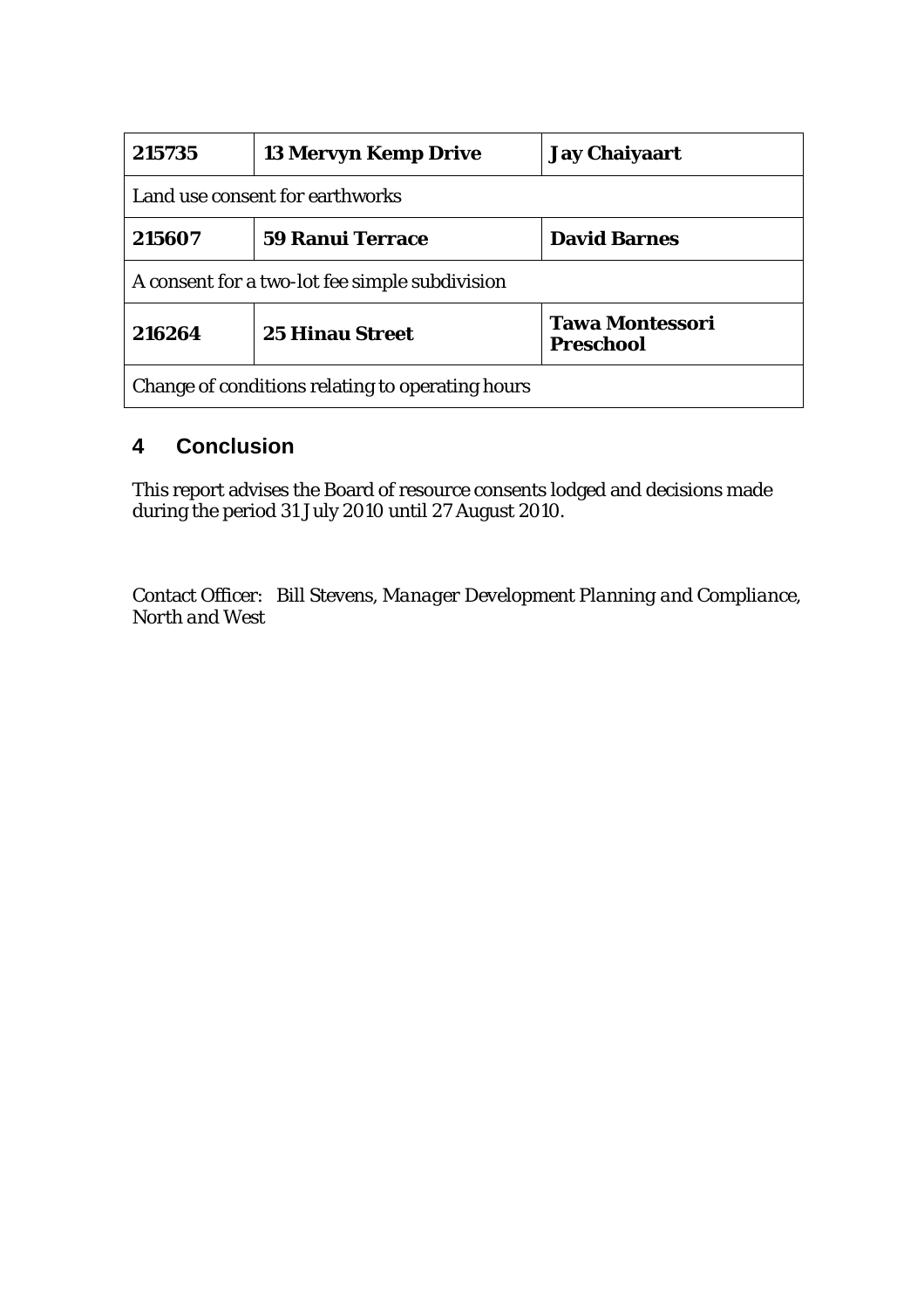| | | |
|---|---|---|
| **215735** | **13 Mervyn Kemp Drive** | **Jay Chaiyaart** |
| Land use consent for earthworks | | |
| **215607** | **59 Ranui Terrace** | **David Barnes** |
| A consent for a two-lot fee simple subdivision | | |
| **216264** | **25 Hinau Street** | **Tawa Montessori Preschool** |
| Change of conditions relating to operating hours | | |

## 4 Conclusion

This report advises the Board of resource consents lodged and decisions made during the period 31 July 2010 until 27 August 2010.

Contact Officer: Bill Stevens, *Manager Development Planning and Compliance, North and West*